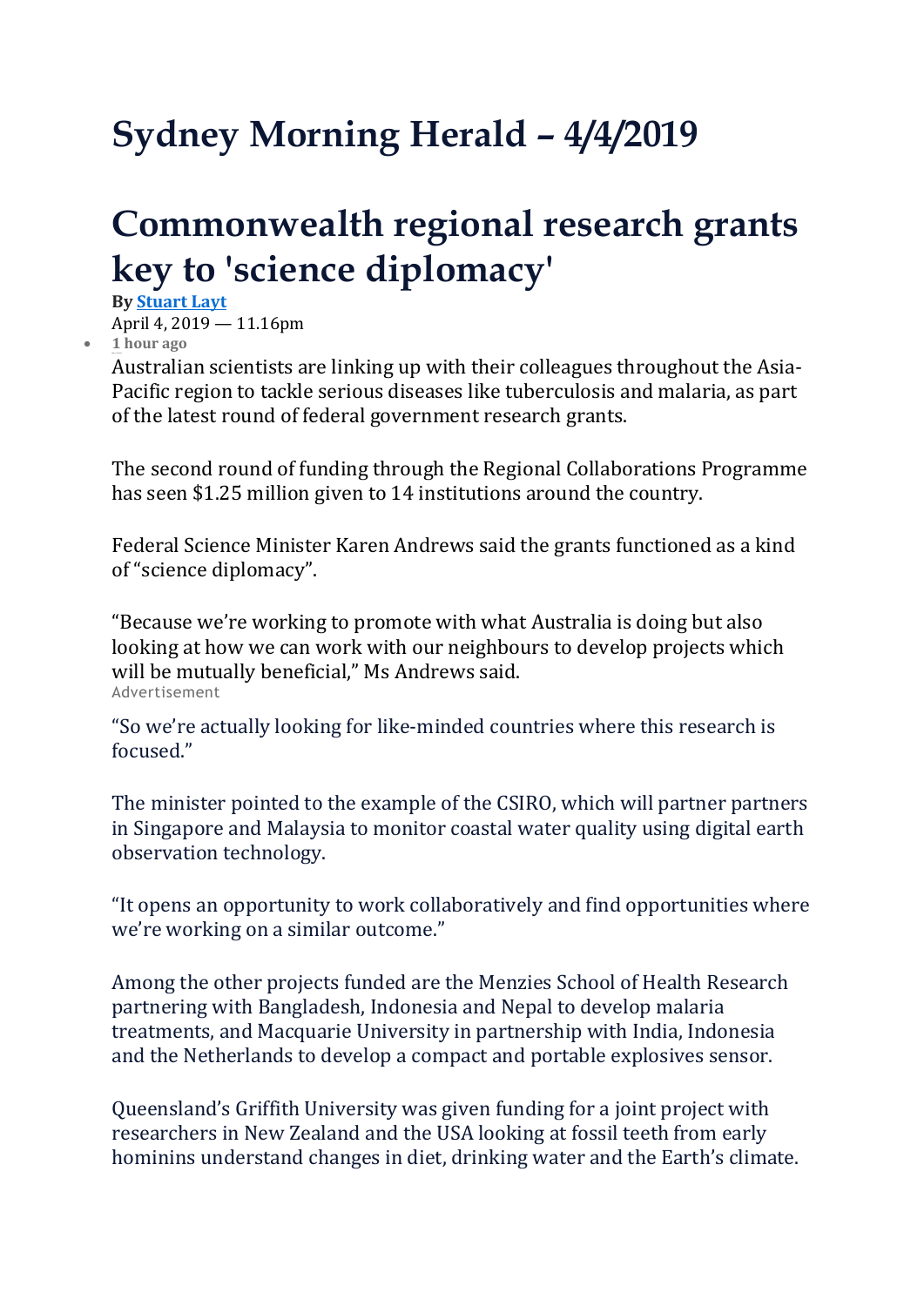# Sydney Morning Herald – 4/4/2019

# Commonwealth regional research grants key to 'science diplomacy'

**By Stuart Layt**

April 4, 2019 — 11.16pm

- 1 hour ago

Australian scientists are linking up with their colleagues throughout the Asia-Pacific region to tackle serious diseases like tuberculosis and malaria, as part of the latest round of federal government research grants.

The second round of funding through the Regional Collaborations Programme has seen $1.25 million given to 14 institutions around the country.

Federal Science Minister Karen Andrews said the grants functioned as a kind of "science diplomacy".

"Because we're working to promote with what Australia is doing but also looking at how we can work with our neighbours to develop projects which will be mutually beneficial," Ms Andrews said.

Advertisement

"So we're actually looking for like-minded countries where this research is focused."

The minister pointed to the example of the CSIRO, which will partner partners in Singapore and Malaysia to monitor coastal water quality using digital earth observation technology.

"It opens an opportunity to work collaboratively and find opportunities where we're working on a similar outcome."

Among the other projects funded are the Menzies School of Health Research partnering with Bangladesh, Indonesia and Nepal to develop malaria treatments, and Macquarie University in partnership with India, Indonesia and the Netherlands to develop a compact and portable explosives sensor.

Queensland's Griffith University was given funding for a joint project with researchers in New Zealand and the USA looking at fossil teeth from early hominins understand changes in diet, drinking water and the Earth's climate.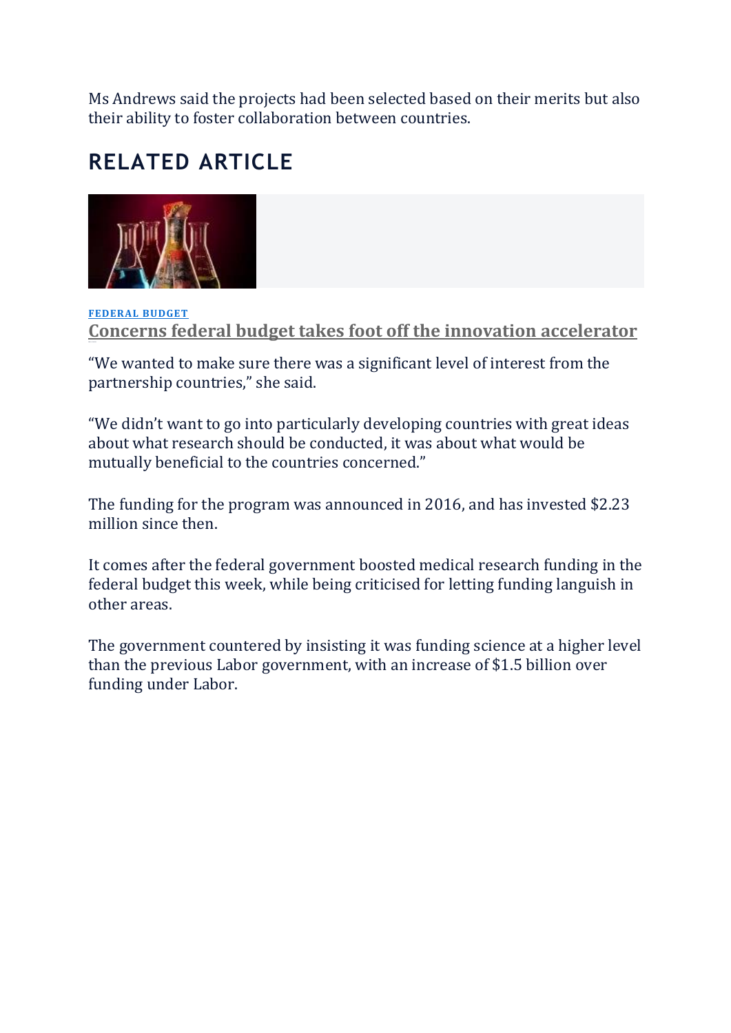Ms Andrews said the projects had been selected based on their merits but also their ability to foster collaboration between countries.

## RELATED ARTICLE

FEDERAL BUDGET

Concerns federal budget takes foot off the innovation accelerator

"We wanted to make sure there was a significant level of interest from the partnership countries," she said.

"We didn't want to go into particularly developing countries with great ideas about what research should be conducted, it was about what would be mutually beneficial to the countries concerned."

The funding for the program was announced in 2016, and has invested $2.23 million since then.

It comes after the federal government boosted medical research funding in the federal budget this week, while being criticised for letting funding languish in other areas.

The government countered by insisting it was funding science at a higher level than the previous Labor government, with an increase of $1.5 billion over funding under Labor.